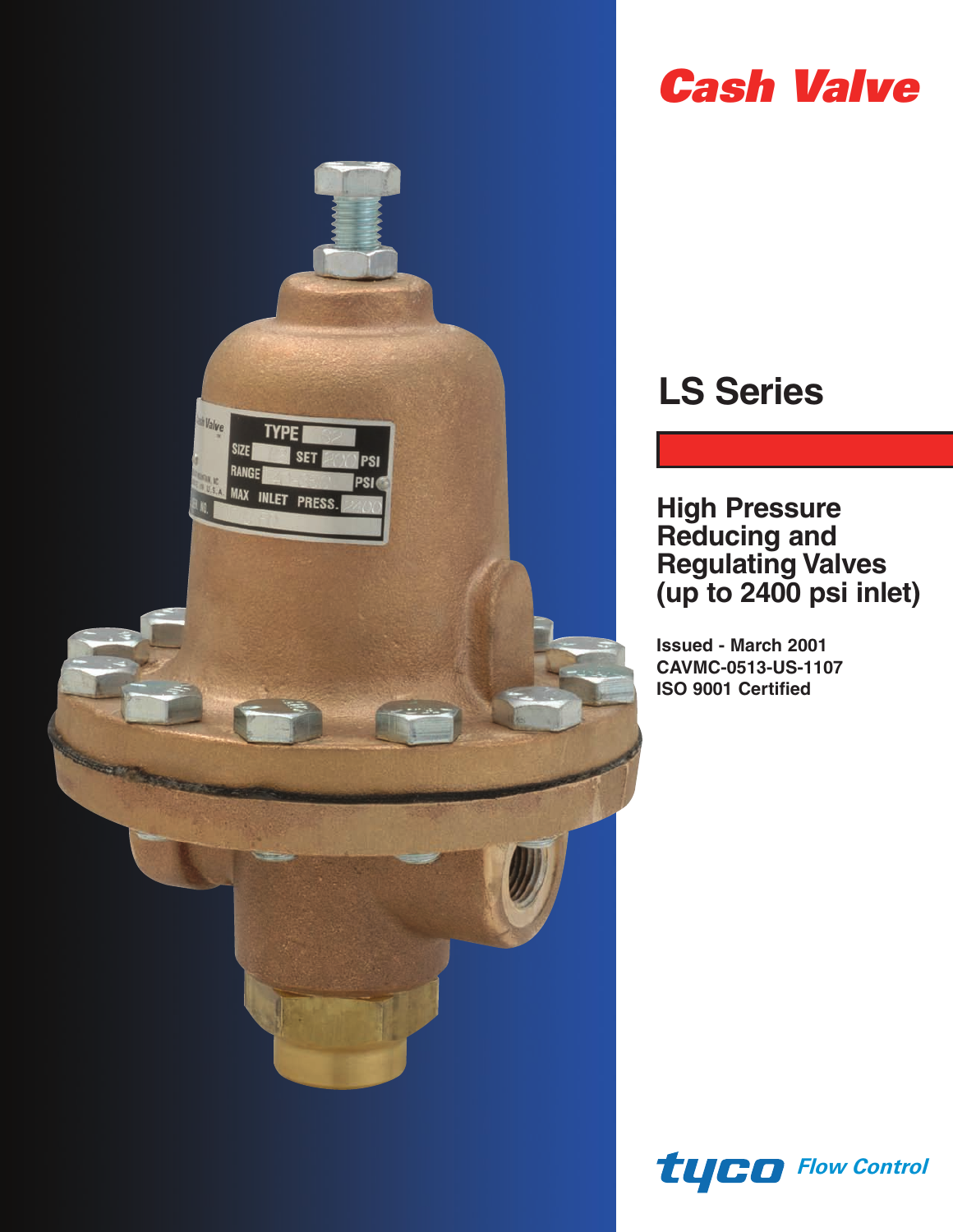# Cash Valve

## LS Series

### High Pressure Reducing and Regulating Valves (up to 2400 psi inlet)

**Issued - March 2001**
**CAVMC-0513-US-1107**
**ISO 9001 Certified**

tyco Flow Control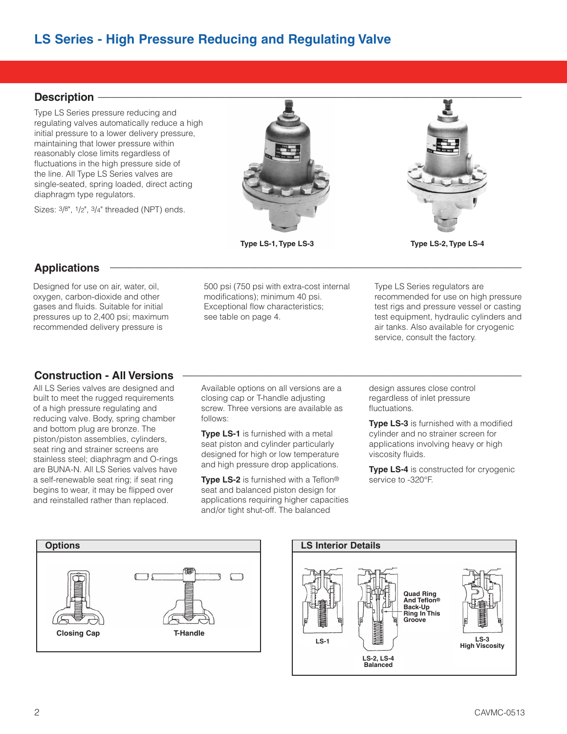# LS Series - High Pressure Reducing and Regulating Valve

## Description

Type LS Series pressure reducing and regulating valves automatically reduce a high initial pressure to a lower delivery pressure, maintaining that lower pressure within reasonably close limits regardless of fluctuations in the high pressure side of the line. All Type LS Series valves are single-seated, spring loaded, direct acting diaphragm type regulators.

Sizes: 3/8", 1/2", 3/4" threaded (NPT) ends.

Type LS-1, Type LS-3

Type LS-2, Type LS-4

## Applications

Designed for use on air, water, oil, oxygen, carbon-dioxide and other gases and fluids. Suitable for initial pressures up to 2,400 psi; maximum recommended delivery pressure is 500 psi (750 psi with extra-cost internal modifications); minimum 40 psi. Exceptional flow characteristics; see table on page 4.

Type LS Series regulators are recommended for use on high pressure test rigs and pressure vessel or casting test equipment, hydraulic cylinders and air tanks. Also available for cryogenic service, consult the factory.

## Construction - All Versions

All LS Series valves are designed and built to meet the rugged requirements of a high pressure regulating and reducing valve. Body, spring chamber and bottom plug are bronze. The piston/piston assemblies, cylinders, seat ring and strainer screens are stainless steel; diaphragm and O-rings are BUNA-N. All LS Series valves have a self-renewable seat ring; if seat ring begins to wear, it may be flipped over and reinstalled rather than replaced.

Available options on all versions are a closing cap or T-handle adjusting screw. Three versions are available as follows:

**Type LS-1** is furnished with a metal seat piston and cylinder particularly designed for high or low temperature and high pressure drop applications.

**Type LS-2** is furnished with a Teflon® seat and balanced piston design for applications requiring higher capacities and/or tight shut-off. The balanced design assures close control regardless of inlet pressure fluctuations.

**Type LS-3** is furnished with a modified cylinder and no strainer screen for applications involving heavy or high viscosity fluids.

**Type LS-4** is constructed for cryogenic service to -320°F.

### Options

Closing Cap

T-Handle

### LS Interior Details

LS-1

LS-2, LS-4 Balanced

Quad Ring And Teflon® Back-Up Ring In This Groove

LS-3 High Viscosity

CAVMC-0513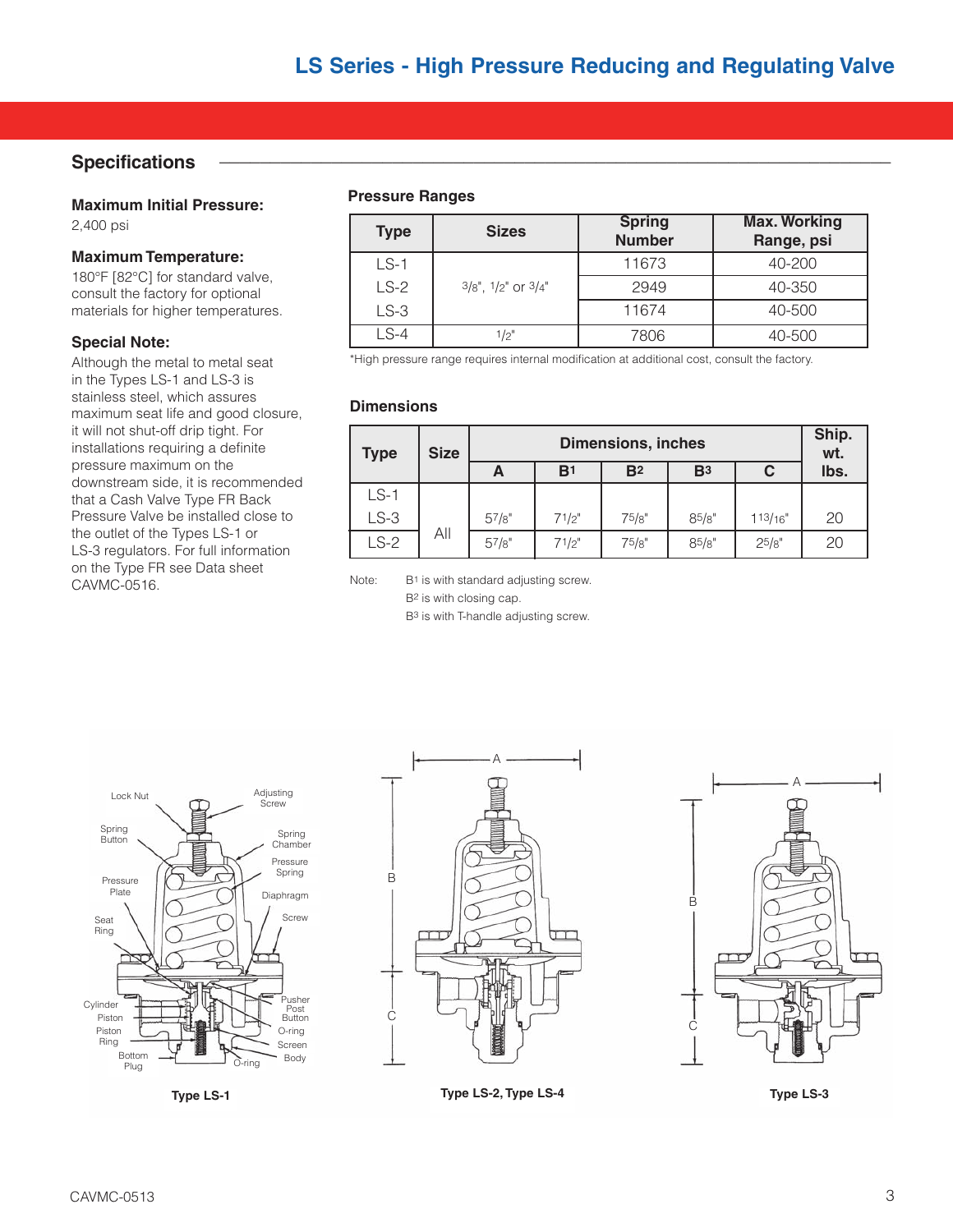# LS Series - High Pressure Reducing and Regulating Valve

## Specifications

**Maximum Initial Pressure:**
2,400 psi

**Maximum Temperature:**
180°F [82°C] for standard valve, consult the factory for optional materials for higher temperatures.

**Special Note:**
Although the metal to metal seat in the Types LS-1 and LS-3 is stainless steel, which assures maximum seat life and good closure, it will not shut-off drip tight. For installations requiring a definite pressure maximum on the downstream side, it is recommended that a Cash Valve Type FR Back Pressure Valve be installed close to the outlet of the Types LS-1 or LS-3 regulators. For full information on the Type FR see Data sheet CAVMC-0516.

### Pressure Ranges

| Type | Sizes | Spring Number | Max. Working Range, psi |
|---|---|---|---|
| LS-1 | 3/8", 1/2" or 3/4" | 11673 | 40-200 |
| LS-2 | | 2949 | 40-350 |
| LS-3 | | 11674 | 40-500 |
| LS-4 | 1/2" | 7806 | 40-500 |

*High pressure range requires internal modification at additional cost, consult the factory.

### Dimensions

| Type | Size | Dimensions, inches | | | | | Ship. wt. lbs. |
|---|---|---|---|---|---|---|---|
| | | A | B1 | B2 | B3 | C | |
| LS-1<br>LS-3 | All | 5 7/8" | 7 1/2" | 7 5/8" | 8 5/8" | 1 13/16" | 20 |
| LS-2 | | 5 7/8" | 7 1/2" | 7 5/8" | 8 5/8" | 2 5/8" | 20 |

Note: B1 is with standard adjusting screw.
B2 is with closing cap.
B3 is with T-handle adjusting screw.

Lock Nut, Adjusting Screw, Spring Button, Spring Chamber, Pressure Spring, Pressure Plate, Diaphragm, Seat Ring, Screw, Cylinder, Piston, Piston Ring, Pusher Post Button, O-ring, Screen, Body, Bottom Plug, O-ring

Type LS-1

Type LS-2, Type LS-4

Type LS-3

CAVMC-0513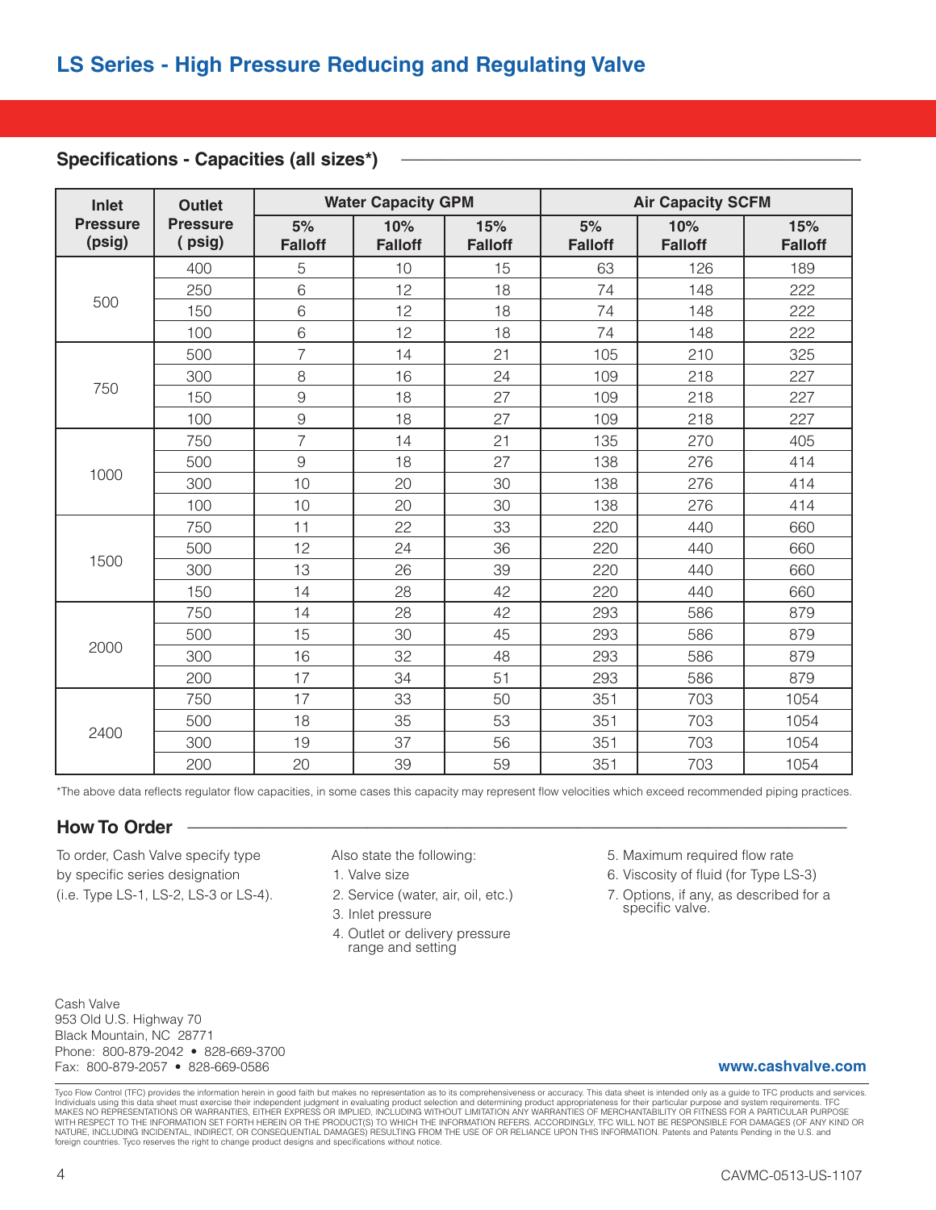# LS Series - High Pressure Reducing and Regulating Valve

## Specifications - Capacities (all sizes*)

| Inlet Pressure (psig) | Outlet Pressure (psig) | Water Capacity GPM | | | Air Capacity SCFM | | |
|---|---|---|---|---|---|---|---|
| | | 5% Falloff | 10% Falloff | 15% Falloff | 5% Falloff | 10% Falloff | 15% Falloff |
| 500 | 400 | 5 | 10 | 15 | 63 | 126 | 189 |
| | 250 | 6 | 12 | 18 | 74 | 148 | 222 |
| | 150 | 6 | 12 | 18 | 74 | 148 | 222 |
| | 100 | 6 | 12 | 18 | 74 | 148 | 222 |
| 750 | 500 | 7 | 14 | 21 | 105 | 210 | 325 |
| | 300 | 8 | 16 | 24 | 109 | 218 | 227 |
| | 150 | 9 | 18 | 27 | 109 | 218 | 227 |
| | 100 | 9 | 18 | 27 | 109 | 218 | 227 |
| 1000 | 750 | 7 | 14 | 21 | 135 | 270 | 405 |
| | 500 | 9 | 18 | 27 | 138 | 276 | 414 |
| | 300 | 10 | 20 | 30 | 138 | 276 | 414 |
| | 100 | 10 | 20 | 30 | 138 | 276 | 414 |
| 1500 | 750 | 11 | 22 | 33 | 220 | 440 | 660 |
| | 500 | 12 | 24 | 36 | 220 | 440 | 660 |
| | 300 | 13 | 26 | 39 | 220 | 440 | 660 |
| | 150 | 14 | 28 | 42 | 220 | 440 | 660 |
| 2000 | 750 | 14 | 28 | 42 | 293 | 586 | 879 |
| | 500 | 15 | 30 | 45 | 293 | 586 | 879 |
| | 300 | 16 | 32 | 48 | 293 | 586 | 879 |
| | 200 | 17 | 34 | 51 | 293 | 586 | 879 |
| 2400 | 750 | 17 | 33 | 50 | 351 | 703 | 1054 |
| | 500 | 18 | 35 | 53 | 351 | 703 | 1054 |
| | 300 | 19 | 37 | 56 | 351 | 703 | 1054 |
| | 200 | 20 | 39 | 59 | 351 | 703 | 1054 |

*The above data reflects regulator flow capacities, in some cases this capacity may represent flow velocities which exceed recommended piping practices.

## How To Order

To order, Cash Valve specify type by specific series designation (i.e. Type LS-1, LS-2, LS-3 or LS-4).

Also state the following:

1. Valve size
2. Service (water, air, oil, etc.)
3. Inlet pressure
4. Outlet or delivery pressure range and setting
5. Maximum required flow rate
6. Viscosity of fluid (for Type LS-3)
7. Options, if any, as described for a specific valve.

Cash Valve
953 Old U.S. Highway 70
Black Mountain, NC 28771
Phone: 800-879-2042 • 828-669-3700
Fax: 800-879-2057 • 828-669-0586

www.cashvalve.com

Tyco Flow Control (TFC) provides the information herein in good faith but makes no representation as to its comprehensiveness or accuracy. This data sheet is intended only as a guide to TFC products and services. Individuals using this data sheet must exercise their independent judgment in evaluating product selection and determining product appropriateness for their particular purpose and system requirements. TFC MAKES NO REPRESENTATIONS OR WARRANTIES, EITHER EXPRESS OR IMPLIED, INCLUDING WITHOUT LIMITATION ANY WARRANTIES OF MERCHANTABILITY OR FITNESS FOR A PARTICULAR PURPOSE WITH RESPECT TO THE INFORMATION SET FORTH HEREIN OR THE PRODUCT(S) TO WHICH THE INFORMATION REFERS. ACCORDINGLY, TFC WILL NOT BE RESPONSIBLE FOR DAMAGES (OF ANY KIND OR NATURE, INCLUDING INCIDENTAL, INDIRECT, OR CONSEQUENTIAL DAMAGES) RESULTING FROM THE USE OF OR RELIANCE UPON THIS INFORMATION. Patents and Patents Pending in the U.S. and foreign countries. Tyco reserves the right to change product designs and specifications without notice.

CAVMC-0513-US-1107